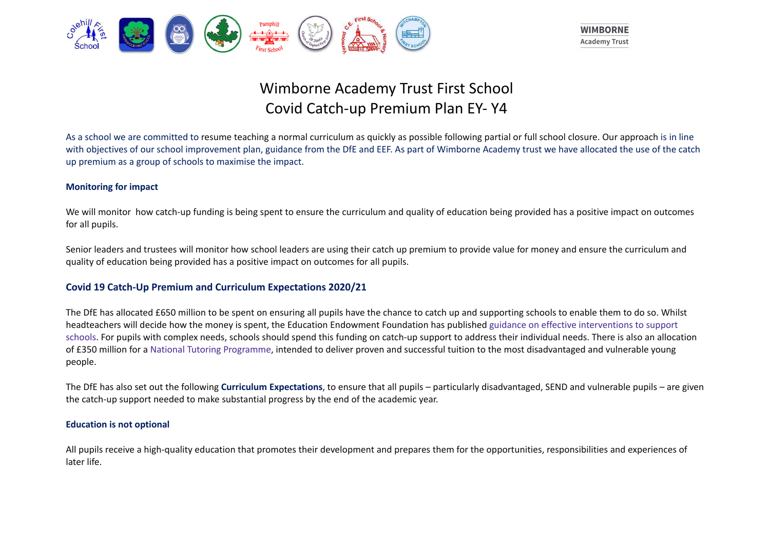# Wimborne Academy Trust First School
# Covid Catch-up Premium Plan EY- Y4

As a school we are committed to resume teaching a normal curriculum as quickly as possible following partial or full school closure. Our approach is in line with objectives of our school improvement plan, guidance from the DfE and EEF. As part of Wimborne Academy trust we have allocated the use of the catch up premium as a group of schools to maximise the impact.

**Monitoring for impact**

We will monitor how catch-up funding is being spent to ensure the curriculum and quality of education being provided has a positive impact on outcomes for all pupils.

Senior leaders and trustees will monitor how school leaders are using their catch up premium to provide value for money and ensure the curriculum and quality of education being provided has a positive impact on outcomes for all pupils.

## Covid 19 Catch-Up Premium and Curriculum Expectations 2020/21

The DfE has allocated £650 million to be spent on ensuring all pupils have the chance to catch up and supporting schools to enable them to do so. Whilst headteachers will decide how the money is spent, the Education Endowment Foundation has published guidance on effective interventions to support schools. For pupils with complex needs, schools should spend this funding on catch-up support to address their individual needs. There is also an allocation of £350 million for a National Tutoring Programme, intended to deliver proven and successful tuition to the most disadvantaged and vulnerable young people.

The DfE has also set out the following **Curriculum Expectations**, to ensure that all pupils – particularly disadvantaged, SEND and vulnerable pupils – are given the catch-up support needed to make substantial progress by the end of the academic year.

**Education is not optional**

All pupils receive a high-quality education that promotes their development and prepares them for the opportunities, responsibilities and experiences of later life.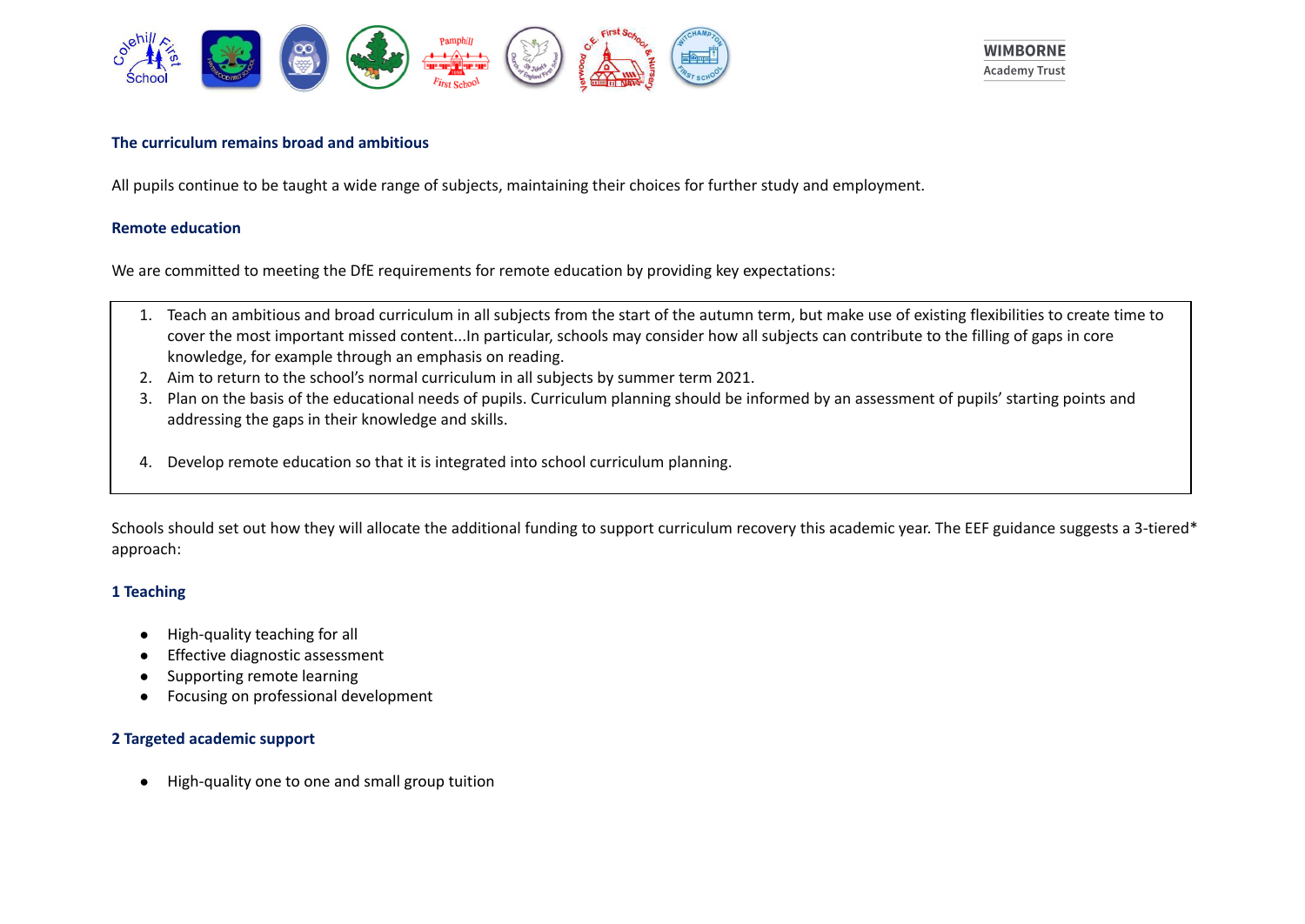### The curriculum remains broad and ambitious

All pupils continue to be taught a wide range of subjects, maintaining their choices for further study and employment.

### Remote education

We are committed to meeting the DfE requirements for remote education by providing key expectations:

1. Teach an ambitious and broad curriculum in all subjects from the start of the autumn term, but make use of existing flexibilities to create time to cover the most important missed content...In particular, schools may consider how all subjects can contribute to the filling of gaps in core knowledge, for example through an emphasis on reading.
2. Aim to return to the school's normal curriculum in all subjects by summer term 2021.
3. Plan on the basis of the educational needs of pupils. Curriculum planning should be informed by an assessment of pupils' starting points and addressing the gaps in their knowledge and skills.
4. Develop remote education so that it is integrated into school curriculum planning.

Schools should set out how they will allocate the additional funding to support curriculum recovery this academic year. The EEF guidance suggests a 3-tiered* approach:

### 1 Teaching

- High-quality teaching for all
- Effective diagnostic assessment
- Supporting remote learning
- Focusing on professional development

### 2 Targeted academic support

- High-quality one to one and small group tuition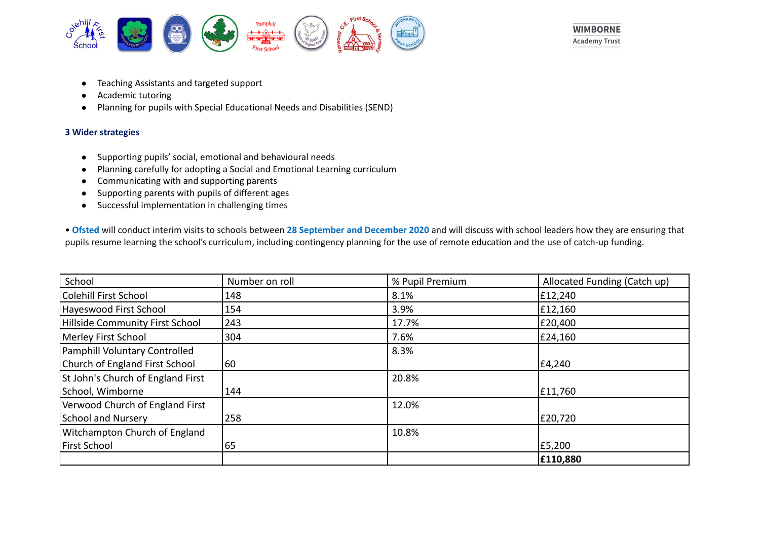- Teaching Assistants and targeted support
- Academic tutoring
- Planning for pupils with Special Educational Needs and Disabilities (SEND)

**3 Wider strategies**

- Supporting pupils' social, emotional and behavioural needs
- Planning carefully for adopting a Social and Emotional Learning curriculum
- Communicating with and supporting parents
- Supporting parents with pupils of different ages
- Successful implementation in challenging times

• **Ofsted** will conduct interim visits to schools between **28 September and December 2020** and will discuss with school leaders how they are ensuring that pupils resume learning the school's curriculum, including contingency planning for the use of remote education and the use of catch-up funding.

| School | Number on roll | % Pupil Premium | Allocated Funding (Catch up) |
|---|---|---|---|
| Colehill First School | 148 | 8.1% | £12,240 |
| Hayeswood First School | 154 | 3.9% | £12,160 |
| Hillside Community First School | 243 | 17.7% | £20,400 |
| Merley First School | 304 | 7.6% | £24,160 |
| Pamphill Voluntary Controlled Church of England First School | 60 | 8.3% | £4,240 |
| St John's Church of England First School, Wimborne | 144 | 20.8% | £11,760 |
| Verwood Church of England First School and Nursery | 258 | 12.0% | £20,720 |
| Witchampton Church of England First School | 65 | 10.8% | £5,200 |
| | | | **£110,880** |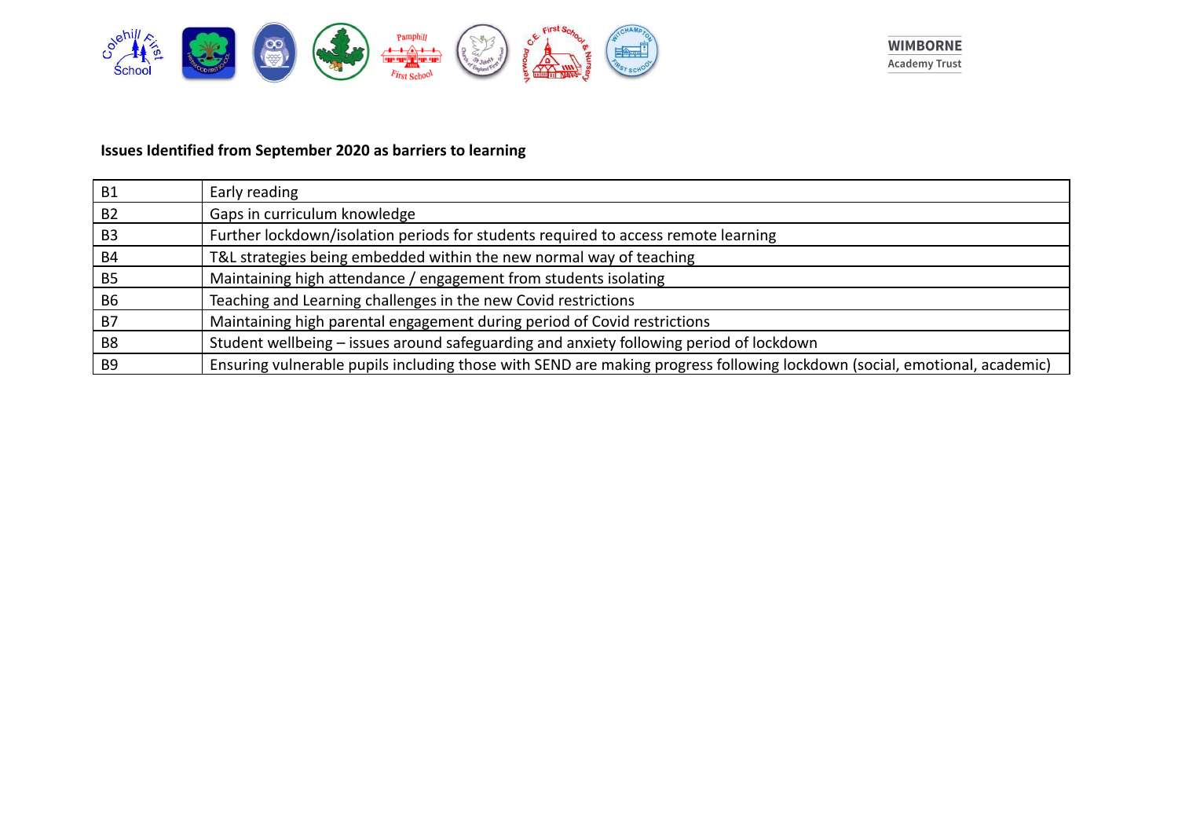**Issues Identified from September 2020 as barriers to learning**

| | |
|---|---|
| B1 | Early reading |
| B2 | Gaps in curriculum knowledge |
| B3 | Further lockdown/isolation periods for students required to access remote learning |
| B4 | T&L strategies being embedded within the new normal way of teaching |
| B5 | Maintaining high attendance / engagement from students isolating |
| B6 | Teaching and Learning challenges in the new Covid restrictions |
| B7 | Maintaining high parental engagement during period of Covid restrictions |
| B8 | Student wellbeing – issues around safeguarding and anxiety following period of lockdown |
| B9 | Ensuring vulnerable pupils including those with SEND are making progress following lockdown (social, emotional, academic) |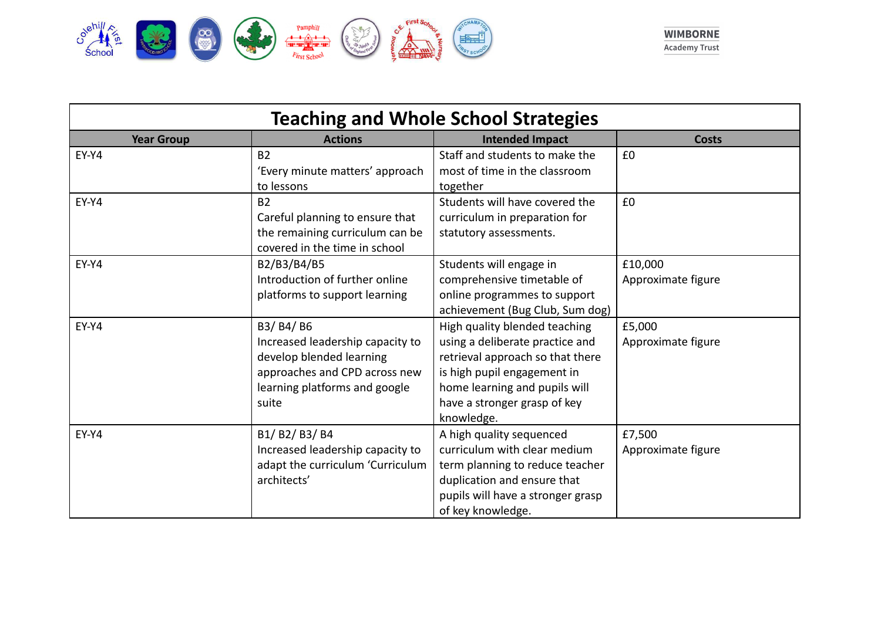| Teaching and Whole School Strategies | | | |
|---|---|---|---|
| **Year Group** | **Actions** | **Intended Impact** | **Costs** |
| EY-Y4 | B2<br>'Every minute matters' approach to lessons | Staff and students to make the most of time in the classroom together | £0 |
| EY-Y4 | B2<br>Careful planning to ensure that the remaining curriculum can be covered in the time in school | Students will have covered the curriculum in preparation for statutory assessments. | £0 |
| EY-Y4 | B2/B3/B4/B5<br>Introduction of further online platforms to support learning | Students will engage in comprehensive timetable of online programmes to support achievement (Bug Club, Sum dog) | £10,000<br>Approximate figure |
| EY-Y4 | B3/ B4/ B6<br>Increased leadership capacity to develop blended learning approaches and CPD across new learning platforms and google suite | High quality blended teaching using a deliberate practice and retrieval approach so that there is high pupil engagement in home learning and pupils will have a stronger grasp of key knowledge. | £5,000<br>Approximate figure |
| EY-Y4 | B1/ B2/ B3/ B4<br>Increased leadership capacity to adapt the curriculum 'Curriculum architects' | A high quality sequenced curriculum with clear medium term planning to reduce teacher duplication and ensure that pupils will have a stronger grasp of key knowledge. | £7,500<br>Approximate figure |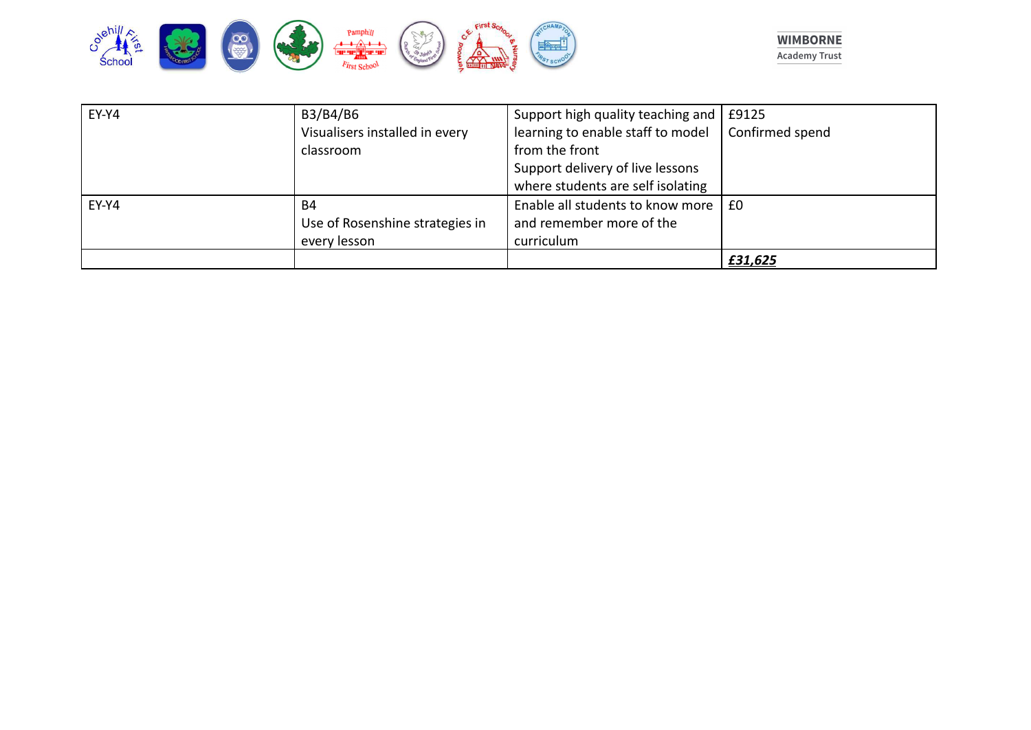| | | | |
|---|---|---|---|
| EY-Y4 | B3/B4/B6<br>Visualisers installed in every classroom | Support high quality teaching and learning to enable staff to model from the front<br>Support delivery of live lessons where students are self isolating | £9125<br>Confirmed spend |
| EY-Y4 | B4<br>Use of Rosenshine strategies in every lesson | Enable all students to know more and remember more of the curriculum | £0 |
| | | | ***£31,625*** |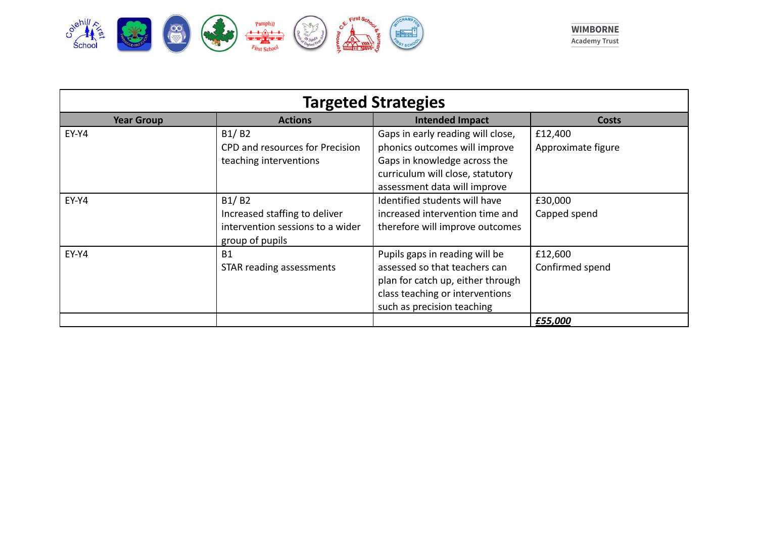| Targeted Strategies | | | |
|---|---|---|---|
| **Year Group** | **Actions** | **Intended Impact** | **Costs** |
| EY-Y4 | B1/ B2<br>CPD and resources for Precision teaching interventions | Gaps in early reading will close, phonics outcomes will improve Gaps in knowledge across the curriculum will close, statutory assessment data will improve | £12,400<br>Approximate figure |
| EY-Y4 | B1/ B2<br>Increased staffing to deliver intervention sessions to a wider group of pupils | Identified students will have increased intervention time and therefore will improve outcomes | £30,000<br>Capped spend |
| EY-Y4 | B1<br>STAR reading assessments | Pupils gaps in reading will be assessed so that teachers can plan for catch up, either through class teaching or interventions such as precision teaching | £12,600<br>Confirmed spend |
| | | | ***£55,000*** |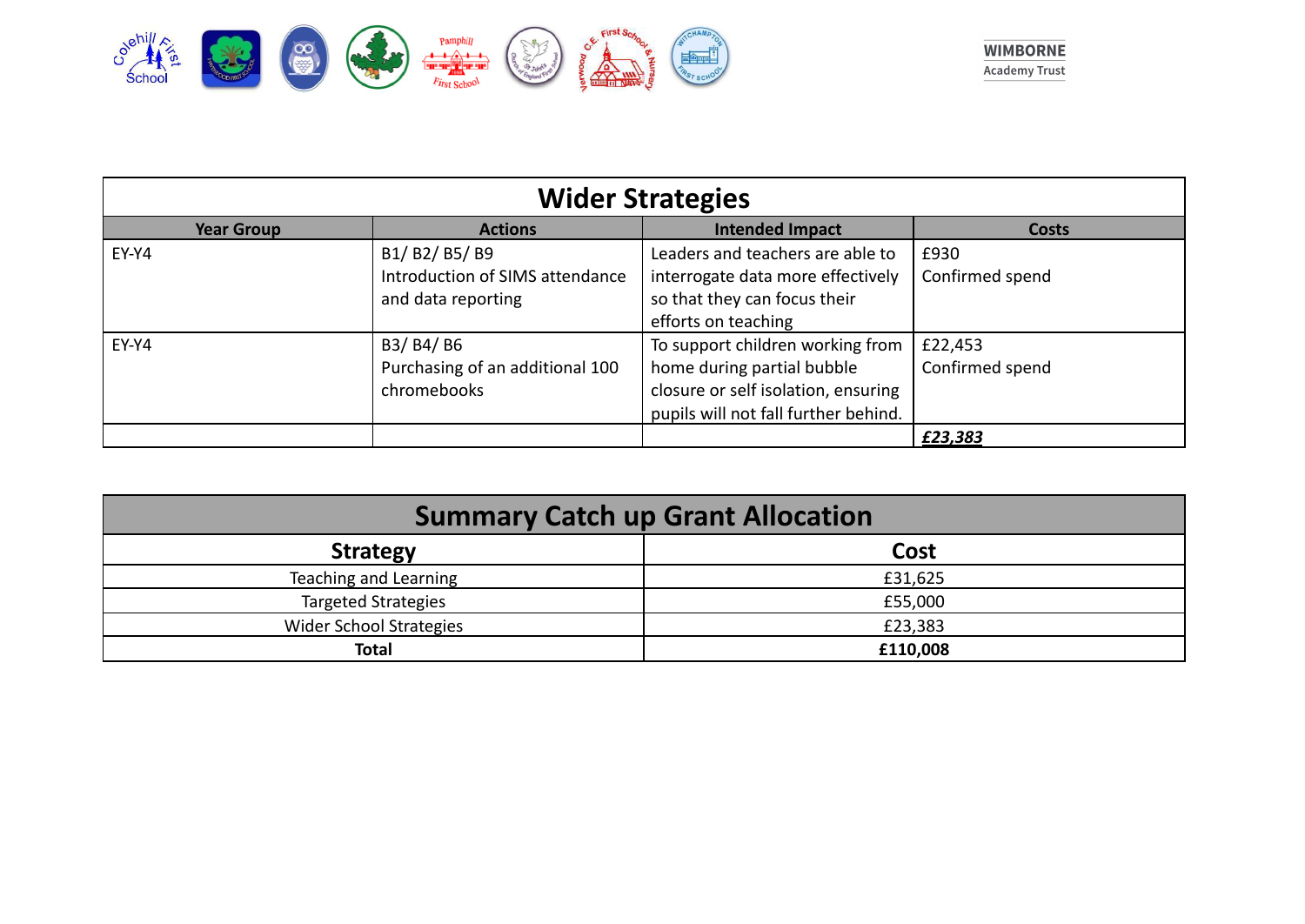| Wider Strategies | | | |
|---|---|---|---|
| **Year Group** | **Actions** | **Intended Impact** | **Costs** |
| EY-Y4 | B1/ B2/ B5/ B9<br>Introduction of SIMS attendance and data reporting | Leaders and teachers are able to interrogate data more effectively so that they can focus their efforts on teaching | £930<br>Confirmed spend |
| EY-Y4 | B3/ B4/ B6<br>Purchasing of an additional 100 chromebooks | To support children working from home during partial bubble closure or self isolation, ensuring pupils will not fall further behind. | £22,453<br>Confirmed spend |
| | | | ***£23,383*** |

| Summary Catch up Grant Allocation | |
|---|---|
| **Strategy** | **Cost** |
| Teaching and Learning | £31,625 |
| Targeted Strategies | £55,000 |
| Wider School Strategies | £23,383 |
| **Total** | **£110,008** |